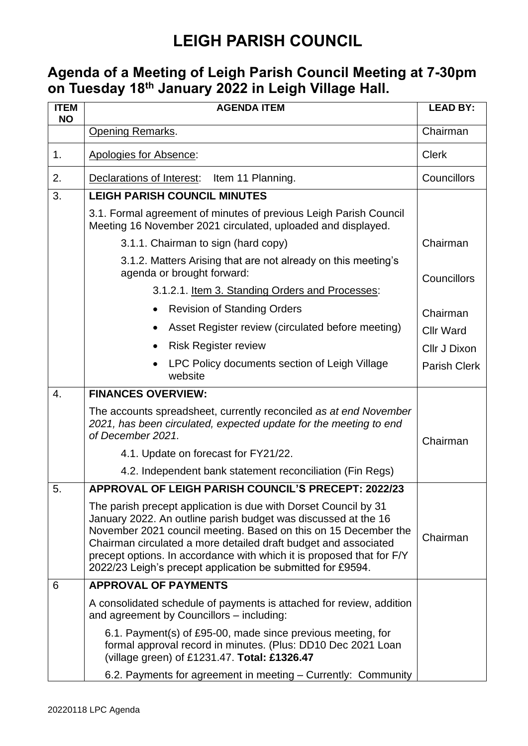# LEIGH PARISH COUNCIL

## Agenda of a Meeting of Leigh Parish Council Meeting at 7-30pm on Tuesday 18th January 2022 in Leigh Village Hall.

| ITEM NO | AGENDA ITEM | LEAD BY: |
|---|---|---|
| | Opening Remarks. | Chairman |
| 1. | Apologies for Absence: | Clerk |
| 2. | Declarations of Interest: Item 11 Planning. | Councillors |
| 3. | **LEIGH PARISH COUNCIL MINUTES** | |
| | 3.1. Formal agreement of minutes of previous Leigh Parish Council Meeting 16 November 2021 circulated, uploaded and displayed. | |
| | 3.1.1. Chairman to sign (hard copy) | Chairman |
| | 3.1.2. Matters Arising that are not already on this meeting's agenda or brought forward: | Councillors |
| | 3.1.2.1. Item 3. Standing Orders and Processes: | |
| | • Revision of Standing Orders | Chairman |
| | • Asset Register review (circulated before meeting) | Cllr Ward |
| | • Risk Register review | Cllr J Dixon |
| | • LPC Policy documents section of Leigh Village website | Parish Clerk |
| 4. | **FINANCES OVERVIEW:** | |
| | The accounts spreadsheet, currently reconciled *as at end November 2021, has been circulated, expected update for the meeting to end of December 2021.* | Chairman |
| | 4.1. Update on forecast for FY21/22. | |
| | 4.2. Independent bank statement reconciliation (Fin Regs) | |
| 5. | **APPROVAL OF LEIGH PARISH COUNCIL'S PRECEPT: 2022/23** | |
| | The parish precept application is due with Dorset Council by 31 January 2022. An outline parish budget was discussed at the 16 November 2021 council meeting. Based on this on 15 December the Chairman circulated a more detailed draft budget and associated precept options. In accordance with which it is proposed that for F/Y 2022/23 Leigh's precept application be submitted for £9594. | Chairman |
| 6 | **APPROVAL OF PAYMENTS** | |
| | A consolidated schedule of payments is attached for review, addition and agreement by Councillors – including: | |
| | 6.1. Payment(s) of £95-00, made since previous meeting, for formal approval record in minutes. (Plus: DD10 Dec 2021 Loan (village green) of £1231.47. **Total: £1326.47** | |
| | 6.2. Payments for agreement in meeting – Currently: Community | |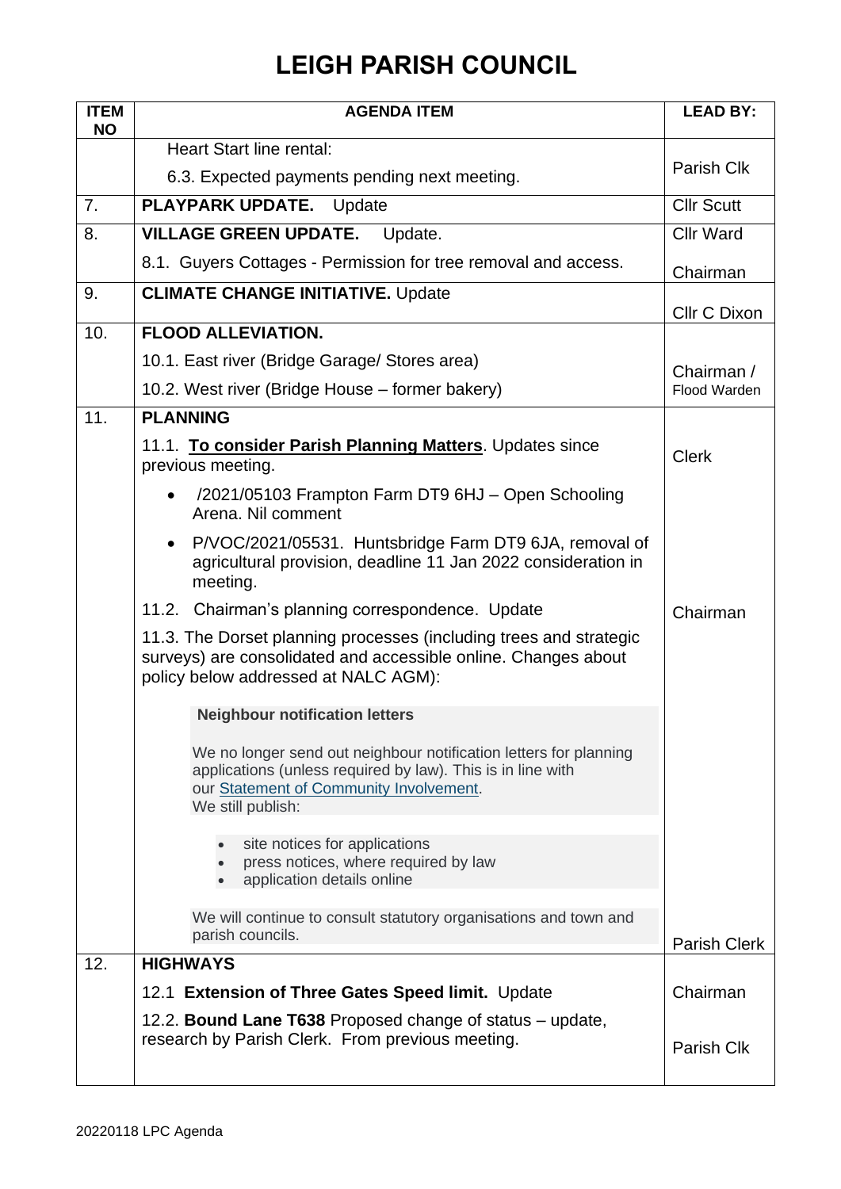# LEIGH PARISH COUNCIL

| ITEM NO | AGENDA ITEM | LEAD BY: |
|---|---|---|
| | Heart Start line rental:<br>6.3. Expected payments pending next meeting. | Parish Clk |
| 7. | **PLAYPARK UPDATE.** Update | Cllr Scutt |
| 8. | **VILLAGE GREEN UPDATE.** Update.<br>8.1. Guyers Cottages - Permission for tree removal and access. | Cllr Ward<br>Chairman |
| 9. | **CLIMATE CHANGE INITIATIVE.** Update | Cllr C Dixon |
| 10. | **FLOOD ALLEVIATION.**<br>10.1. East river (Bridge Garage/ Stores area)<br>10.2. West river (Bridge House – former bakery) | Chairman / Flood Warden |
| 11. | **PLANNING**<br>11.1. **To consider Parish Planning Matters**. Updates since previous meeting.<br>• /2021/05103 Frampton Farm DT9 6HJ – Open Schooling Arena. Nil comment<br>• P/VOC/2021/05531. Huntsbridge Farm DT9 6JA, removal of agricultural provision, deadline 11 Jan 2022 consideration in meeting.<br>11.2. Chairman's planning correspondence. Update<br>11.3. The Dorset planning processes (including trees and strategic surveys) are consolidated and accessible online. Changes about policy below addressed at NALC AGM):<br>**Neighbour notification letters**<br>We no longer send out neighbour notification letters for planning applications (unless required by law). This is in line with our Statement of Community Involvement.<br>We still publish:<br>• site notices for applications<br>• press notices, where required by law<br>• application details online<br>We will continue to consult statutory organisations and town and parish councils. | Clerk<br><br>Chairman<br><br>Parish Clerk |
| 12. | **HIGHWAYS**<br>12.1 **Extension of Three Gates Speed limit.** Update<br>12.2. **Bound Lane T638** Proposed change of status – update, research by Parish Clerk. From previous meeting. | Chairman<br><br>Parish Clk |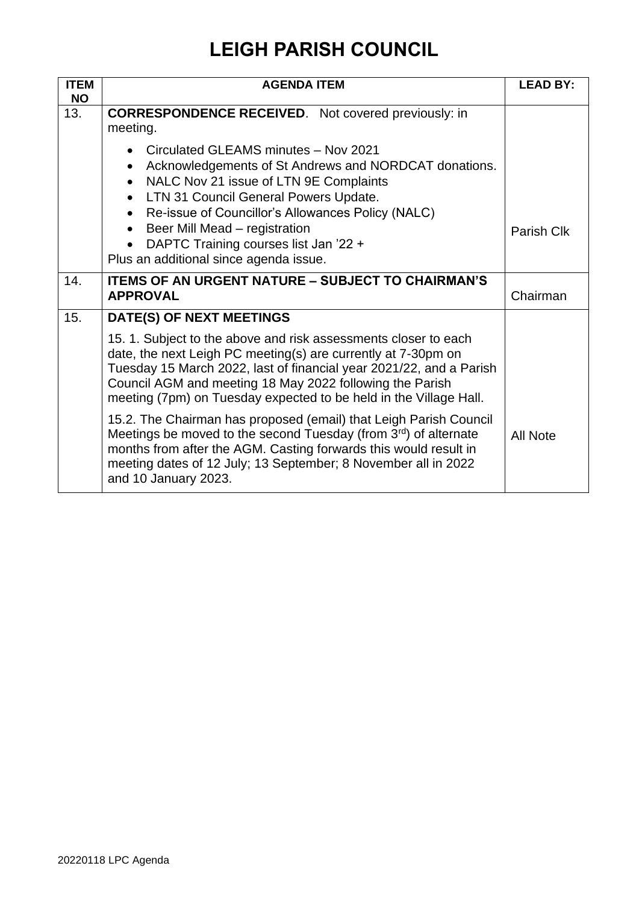# LEIGH PARISH COUNCIL

| ITEM NO | AGENDA ITEM | LEAD BY: |
|---|---|---|
| 13. | **CORRESPONDENCE RECEIVED**. Not covered previously: in meeting.<br>• Circulated GLEAMS minutes – Nov 2021<br>• Acknowledgements of St Andrews and NORDCAT donations.<br>• NALC Nov 21 issue of LTN 9E Complaints<br>• LTN 31 Council General Powers Update.<br>• Re-issue of Councillor's Allowances Policy (NALC)<br>• Beer Mill Mead – registration<br>• DAPTC Training courses list Jan '22 +<br>Plus an additional since agenda issue. | Parish Clk |
| 14. | **ITEMS OF AN URGENT NATURE – SUBJECT TO CHAIRMAN'S APPROVAL** | Chairman |
| 15. | **DATE(S) OF NEXT MEETINGS**<br>15. 1. Subject to the above and risk assessments closer to each date, the next Leigh PC meeting(s) are currently at 7-30pm on Tuesday 15 March 2022, last of financial year 2021/22, and a Parish Council AGM and meeting 18 May 2022 following the Parish meeting (7pm) on Tuesday expected to be held in the Village Hall.<br>15.2. The Chairman has proposed (email) that Leigh Parish Council Meetings be moved to the second Tuesday (from 3rd) of alternate months from after the AGM. Casting forwards this would result in meeting dates of 12 July; 13 September; 8 November all in 2022 and 10 January 2023. | All Note |